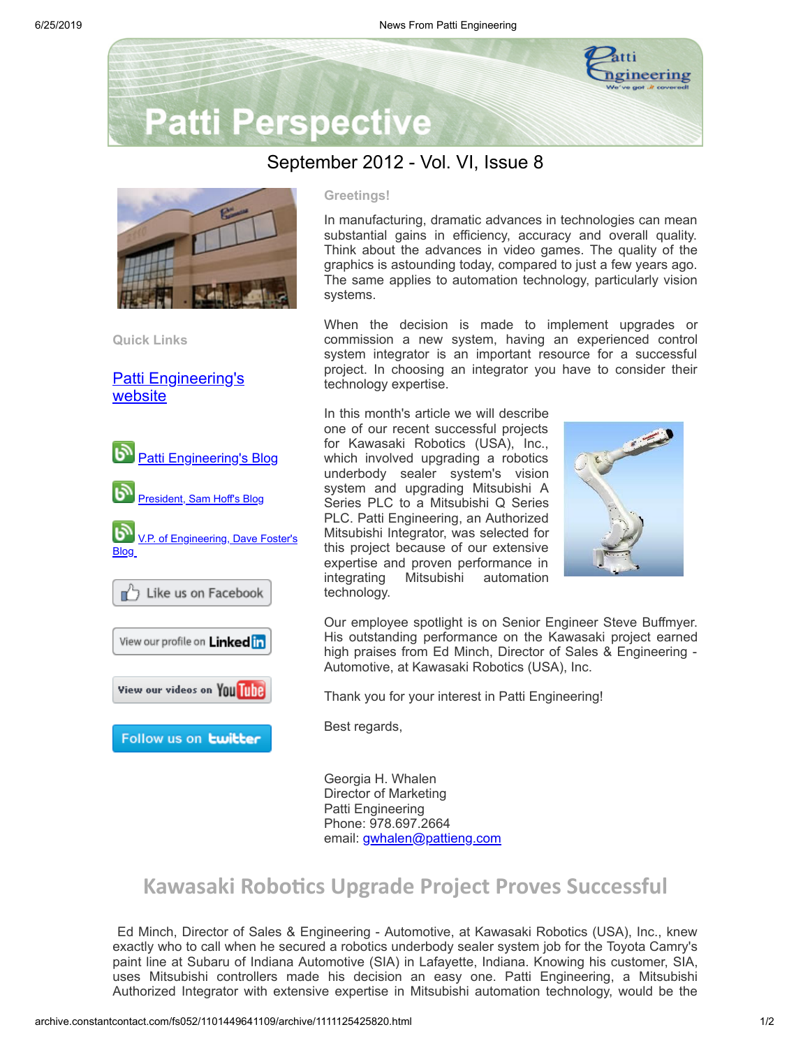# Patti Perspective

## September 2012 - Vol. VI, Issue 8

**Quick Links**

[Patti Engineering's website]

[Patti Engineering's Blog]

[President, Sam Hoff's Blog]

[V.P. of Engineering, Dave Foster's Blog]

Like us on Facebook

View our profile on LinkedIn

View our videos on YouTube

Follow us on twitter

**Greetings!**

In manufacturing, dramatic advances in technologies can mean substantial gains in efficiency, accuracy and overall quality. Think about the advances in video games. The quality of the graphics is astounding today, compared to just a few years ago. The same applies to automation technology, particularly vision systems.

When the decision is made to implement upgrades or commission a new system, having an experienced control system integrator is an important resource for a successful project. In choosing an integrator you have to consider their technology expertise.

In this month's article we will describe one of our recent successful projects for Kawasaki Robotics (USA), Inc., which involved upgrading a robotics underbody sealer system's vision system and upgrading Mitsubishi A Series PLC to a Mitsubishi Q Series PLC. Patti Engineering, an Authorized Mitsubishi Integrator, was selected for this project because of our extensive expertise and proven performance in integrating Mitsubishi automation technology.

Our employee spotlight is on Senior Engineer Steve Buffmyer. His outstanding performance on the Kawasaki project earned high praises from Ed Minch, Director of Sales & Engineering - Automotive, at Kawasaki Robotics (USA), Inc.

Thank you for your interest in Patti Engineering!

Best regards,

Georgia H. Whalen
Director of Marketing
Patti Engineering
Phone: 978.697.2664
email: gwhalen@pattieng.com

## Kawasaki Robotics Upgrade Project Proves Successful

Ed Minch, Director of Sales & Engineering - Automotive, at Kawasaki Robotics (USA), Inc., knew exactly who to call when he secured a robotics underbody sealer system job for the Toyota Camry's paint line at Subaru of Indiana Automotive (SIA) in Lafayette, Indiana. Knowing his customer, SIA, uses Mitsubishi controllers made his decision an easy one. Patti Engineering, a Mitsubishi Authorized Integrator with extensive expertise in Mitsubishi automation technology, would be the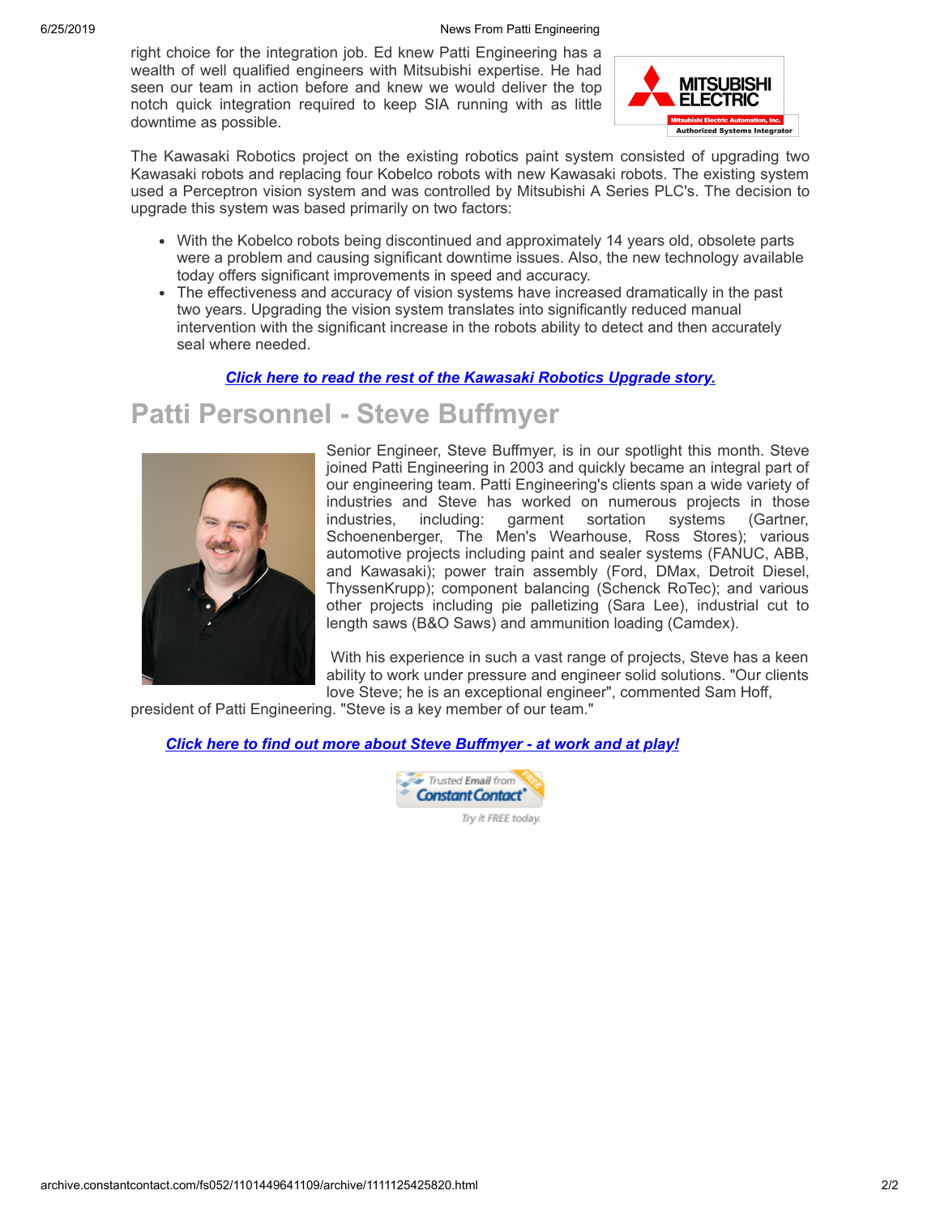right choice for the integration job. Ed knew Patti Engineering has a wealth of well qualified engineers with Mitsubishi expertise. He had seen our team in action before and knew we would deliver the top notch quick integration required to keep SIA running with as little downtime as possible.

The Kawasaki Robotics project on the existing robotics paint system consisted of upgrading two Kawasaki robots and replacing four Kobelco robots with new Kawasaki robots. The existing system used a Perceptron vision system and was controlled by Mitsubishi A Series PLC's. The decision to upgrade this system was based primarily on two factors:

- With the Kobelco robots being discontinued and approximately 14 years old, obsolete parts were a problem and causing significant downtime issues. Also, the new technology available today offers significant improvements in speed and accuracy.
- The effectiveness and accuracy of vision systems have increased dramatically in the past two years. Upgrading the vision system translates into significantly reduced manual intervention with the significant increase in the robots ability to detect and then accurately seal where needed.

***Click here to read the rest of the Kawasaki Robotics Upgrade story.***

## Patti Personnel - Steve Buffmyer

Senior Engineer, Steve Buffmyer, is in our spotlight this month. Steve joined Patti Engineering in 2003 and quickly became an integral part of our engineering team. Patti Engineering's clients span a wide variety of industries and Steve has worked on numerous projects in those industries, including: garment sortation systems (Gartner, Schoenenberger, The Men's Wearhouse, Ross Stores); various automotive projects including paint and sealer systems (FANUC, ABB, and Kawasaki); power train assembly (Ford, DMax, Detroit Diesel, ThyssenKrupp); component balancing (Schenck RoTec); and various other projects including pie palletizing (Sara Lee), industrial cut to length saws (B&O Saws) and ammunition loading (Camdex).

With his experience in such a vast range of projects, Steve has a keen ability to work under pressure and engineer solid solutions. "Our clients love Steve; he is an exceptional engineer", commented Sam Hoff, president of Patti Engineering. "Steve is a key member of our team."

***Click here to find out more about Steve Buffmyer - at work and at play!***